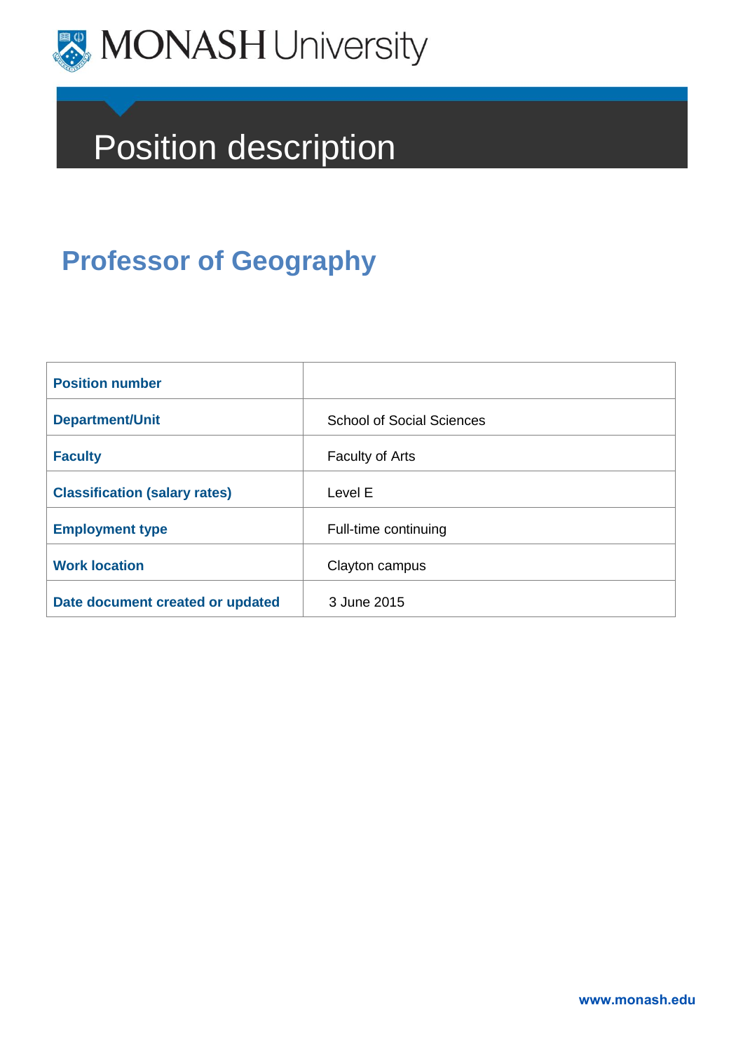MONASH University

# Position description

## Professor of Geography

| | |
|---|---|
| **Position number** | |
| **Department/Unit** | School of Social Sciences |
| **Faculty** | Faculty of Arts |
| **Classification (salary rates)** | Level E |
| **Employment type** | Full-time continuing |
| **Work location** | Clayton campus |
| **Date document created or updated** | 3 June 2015 |

**www.monash.edu**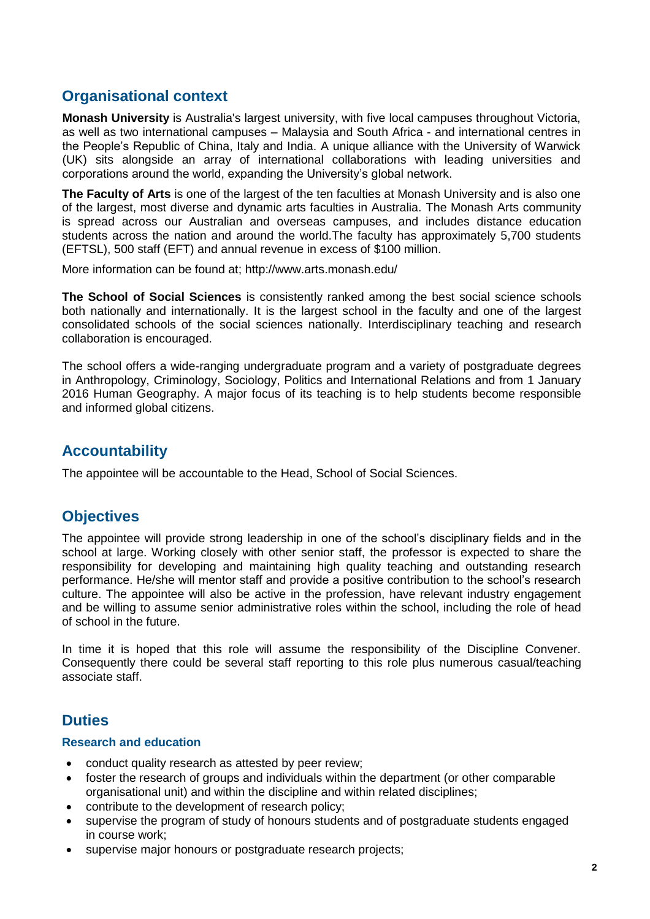## Organisational context

**Monash University** is Australia's largest university, with five local campuses throughout Victoria, as well as two international campuses – Malaysia and South Africa - and international centres in the People's Republic of China, Italy and India. A unique alliance with the University of Warwick (UK) sits alongside an array of international collaborations with leading universities and corporations around the world, expanding the University's global network.

**The Faculty of Arts** is one of the largest of the ten faculties at Monash University and is also one of the largest, most diverse and dynamic arts faculties in Australia. The Monash Arts community is spread across our Australian and overseas campuses, and includes distance education students across the nation and around the world.The faculty has approximately 5,700 students (EFTSL), 500 staff (EFT) and annual revenue in excess of $100 million.

More information can be found at; http://www.arts.monash.edu/

**The School of Social Sciences** is consistently ranked among the best social science schools both nationally and internationally. It is the largest school in the faculty and one of the largest consolidated schools of the social sciences nationally. Interdisciplinary teaching and research collaboration is encouraged.

The school offers a wide-ranging undergraduate program and a variety of postgraduate degrees in Anthropology, Criminology, Sociology, Politics and International Relations and from 1 January 2016 Human Geography. A major focus of its teaching is to help students become responsible and informed global citizens.

## Accountability

The appointee will be accountable to the Head, School of Social Sciences.

## Objectives

The appointee will provide strong leadership in one of the school's disciplinary fields and in the school at large. Working closely with other senior staff, the professor is expected to share the responsibility for developing and maintaining high quality teaching and outstanding research performance. He/she will mentor staff and provide a positive contribution to the school's research culture. The appointee will also be active in the profession, have relevant industry engagement and be willing to assume senior administrative roles within the school, including the role of head of school in the future.

In time it is hoped that this role will assume the responsibility of the Discipline Convener. Consequently there could be several staff reporting to this role plus numerous casual/teaching associate staff.

## Duties

### Research and education

- conduct quality research as attested by peer review;
- foster the research of groups and individuals within the department (or other comparable organisational unit) and within the discipline and within related disciplines;
- contribute to the development of research policy;
- supervise the program of study of honours students and of postgraduate students engaged in course work;
- supervise major honours or postgraduate research projects;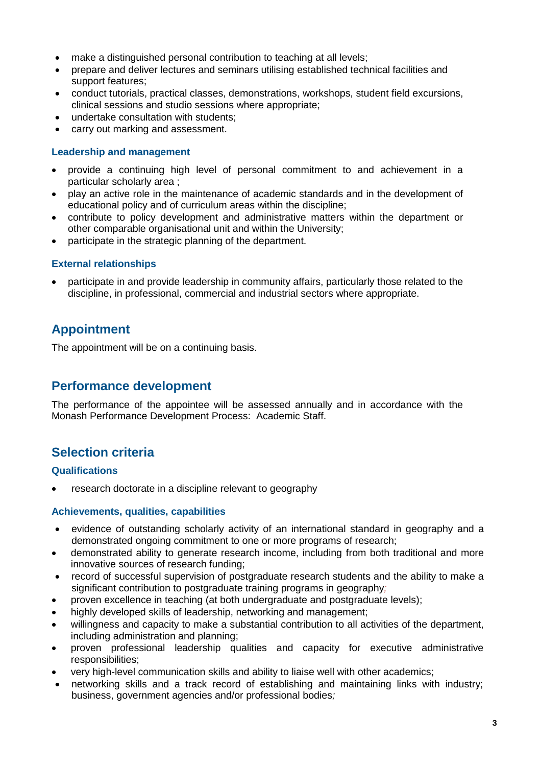- make a distinguished personal contribution to teaching at all levels;
- prepare and deliver lectures and seminars utilising established technical facilities and support features;
- conduct tutorials, practical classes, demonstrations, workshops, student field excursions, clinical sessions and studio sessions where appropriate;
- undertake consultation with students;
- carry out marking and assessment.

### Leadership and management

- provide a continuing high level of personal commitment to and achievement in a particular scholarly area ;
- play an active role in the maintenance of academic standards and in the development of educational policy and of curriculum areas within the discipline;
- contribute to policy development and administrative matters within the department or other comparable organisational unit and within the University;
- participate in the strategic planning of the department.

### External relationships

- participate in and provide leadership in community affairs, particularly those related to the discipline, in professional, commercial and industrial sectors where appropriate.

## Appointment

The appointment will be on a continuing basis.

## Performance development

The performance of the appointee will be assessed annually and in accordance with the Monash Performance Development Process: Academic Staff.

## Selection criteria

### Qualifications

- research doctorate in a discipline relevant to geography

### Achievements, qualities, capabilities

- evidence of outstanding scholarly activity of an international standard in geography and a demonstrated ongoing commitment to one or more programs of research;
- demonstrated ability to generate research income, including from both traditional and more innovative sources of research funding;
- record of successful supervision of postgraduate research students and the ability to make a significant contribution to postgraduate training programs in geography;
- proven excellence in teaching (at both undergraduate and postgraduate levels);
- highly developed skills of leadership, networking and management;
- willingness and capacity to make a substantial contribution to all activities of the department, including administration and planning;
- proven professional leadership qualities and capacity for executive administrative responsibilities;
- very high-level communication skills and ability to liaise well with other academics;
- networking skills and a track record of establishing and maintaining links with industry; business, government agencies and/or professional bodies;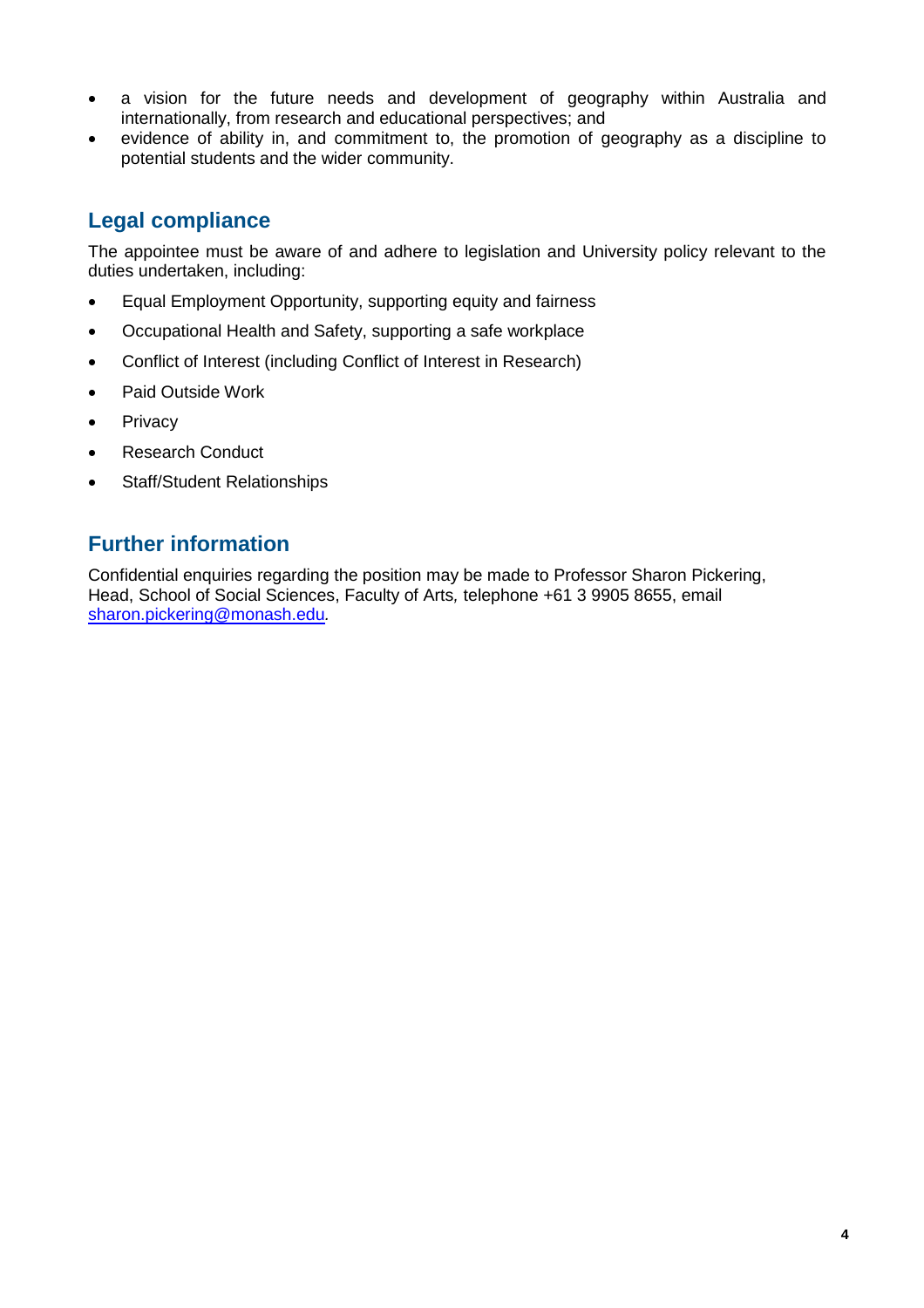- a vision for the future needs and development of geography within Australia and internationally, from research and educational perspectives; and
- evidence of ability in, and commitment to, the promotion of geography as a discipline to potential students and the wider community.

## Legal compliance

The appointee must be aware of and adhere to legislation and University policy relevant to the duties undertaken, including:

- Equal Employment Opportunity, supporting equity and fairness
- Occupational Health and Safety, supporting a safe workplace
- Conflict of Interest (including Conflict of Interest in Research)
- Paid Outside Work
- Privacy
- Research Conduct
- Staff/Student Relationships

## Further information

Confidential enquiries regarding the position may be made to Professor Sharon Pickering, Head, School of Social Sciences, Faculty of Arts, telephone +61 3 9905 8655, email sharon.pickering@monash.edu.